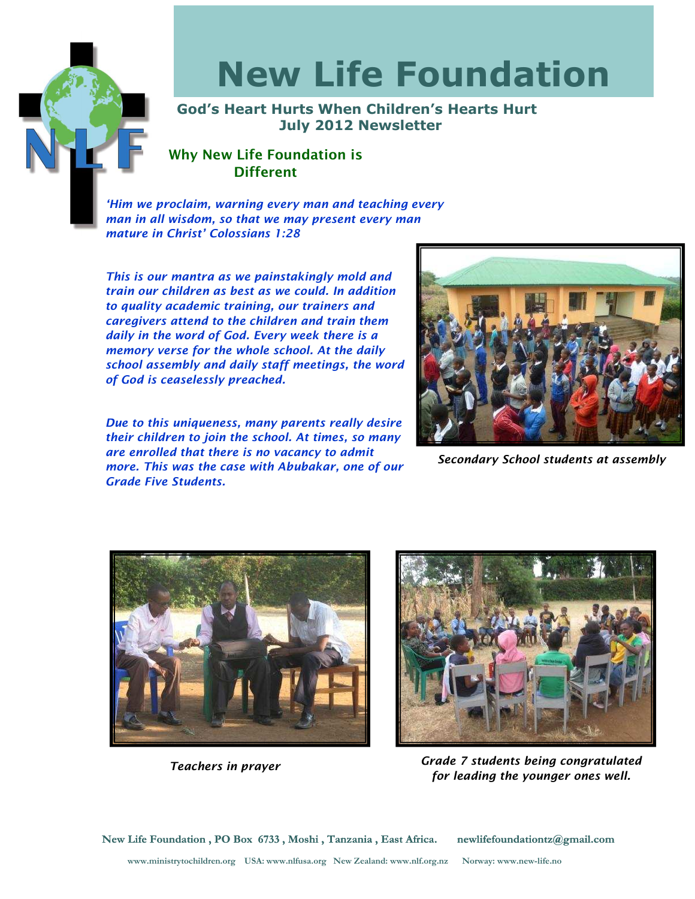# New Life Foundation

**God's Heart Hurts When Children's Hearts Hurt**
**July 2012 Newsletter**

## Why New Life Foundation is Different

*'Him we proclaim, warning every man and teaching every man in all wisdom, so that we may present every man mature in Christ' Colossians 1:28*

*This is our mantra as we painstakingly mold and train our children as best as we could. In addition to quality academic training, our trainers and caregivers attend to the children and train them daily in the word of God. Every week there is a memory verse for the whole school. At the daily school assembly and daily staff meetings, the word of God is ceaselessly preached.*

*Due to this uniqueness, many parents really desire their children to join the school. At times, so many are enrolled that there is no vacancy to admit more. This was the case with Abubakar, one of our Grade Five Students.*

*Secondary School students at assembly*

*Teachers in prayer*

*Grade 7 students being congratulated for leading the younger ones well.*

**New Life Foundation , PO Box 6733 , Moshi , Tanzania , East Africa. newlifefoundationtz@gmail.com**

**www.ministrytochildren.org USA: www.nlfusa.org New Zealand: www.nlf.org.nz Norway: www.new-life.no**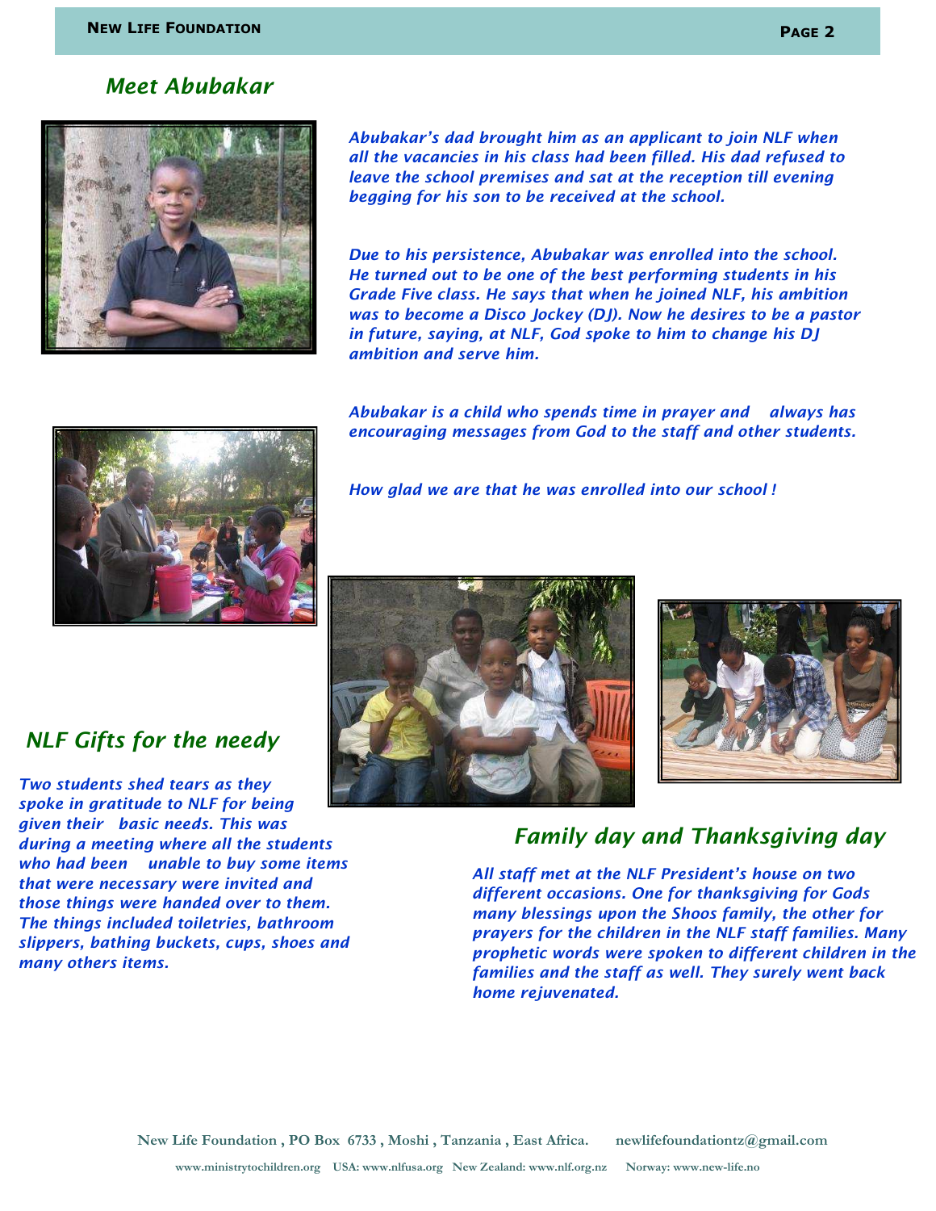## *Meet Abubakar*

*Abubakar's dad brought him as an applicant to join NLF when all the vacancies in his class had been filled. His dad refused to leave the school premises and sat at the reception till evening begging for his son to be received at the school.*

*Due to his persistence, Abubakar was enrolled into the school. He turned out to be one of the best performing students in his Grade Five class. He says that when he joined NLF, his ambition was to become a Disco Jockey (DJ). Now he desires to be a pastor in future, saying, at NLF, God spoke to him to change his DJ ambition and serve him.*

*Abubakar is a child who spends time in prayer and always has encouraging messages from God to the staff and other students.*

*How glad we are that he was enrolled into our school !*

## *NLF Gifts for the needy*

*Two students shed tears as they spoke in gratitude to NLF for being given their basic needs. This was during a meeting where all the students who had been unable to buy some items that were necessary were invited and those things were handed over to them. The things included toiletries, bathroom slippers, bathing buckets, cups, shoes and many others items.*

## *Family day and Thanksgiving day*

*All staff met at the NLF President's house on two different occasions. One for thanksgiving for Gods many blessings upon the Shoos family, the other for prayers for the children in the NLF staff families. Many prophetic words were spoken to different children in the families and the staff as well. They surely went back home rejuvenated.*

**New Life Foundation , PO Box 6733 , Moshi , Tanzania , East Africa. newlifefoundationtz@gmail.com**

**www.ministrytochildren.org USA: www.nlfusa.org New Zealand: www.nlf.org.nz Norway: www.new-life.no**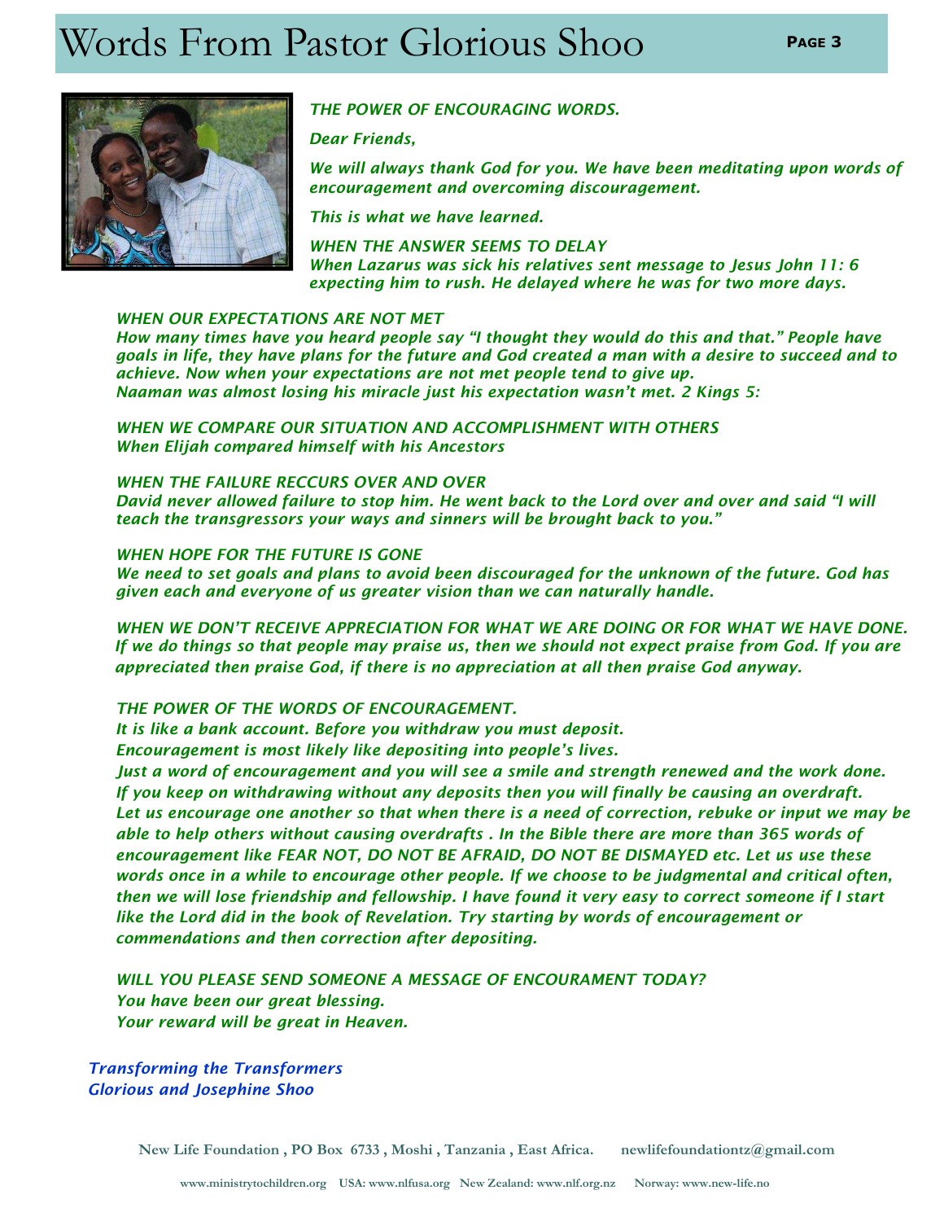# Words From Pastor Glorious Shoo

*THE POWER OF ENCOURAGING WORDS.*

*Dear Friends,*

*We will always thank God for you. We have been meditating upon words of encouragement and overcoming discouragement.*

*This is what we have learned.*

*WHEN THE ANSWER SEEMS TO DELAY*
*When Lazarus was sick his relatives sent message to Jesus John 11: 6 expecting him to rush. He delayed where he was for two more days.*

*WHEN OUR EXPECTATIONS ARE NOT MET*
*How many times have you heard people say “I thought they would do this and that.” People have goals in life, they have plans for the future and God created a man with a desire to succeed and to achieve. Now when your expectations are not met people tend to give up.*
*Naaman was almost losing his miracle just his expectation wasn’t met. 2 Kings 5:*

*WHEN WE COMPARE OUR SITUATION AND ACCOMPLISHMENT WITH OTHERS*
*When Elijah compared himself with his Ancestors*

*WHEN THE FAILURE RECCURS OVER AND OVER*
*David never allowed failure to stop him. He went back to the Lord over and over and said “I will teach the transgressors your ways and sinners will be brought back to you.”*

*WHEN HOPE FOR THE FUTURE IS GONE*
*We need to set goals and plans to avoid been discouraged for the unknown of the future. God has given each and everyone of us greater vision than we can naturally handle.*

*WHEN WE DON’T RECEIVE APPRECIATION FOR WHAT WE ARE DOING OR FOR WHAT WE HAVE DONE.*
*If we do things so that people may praise us, then we should not expect praise from God. If you are appreciated then praise God, if there is no appreciation at all then praise God anyway.*

*THE POWER OF THE WORDS OF ENCOURAGEMENT.*
*It is like a bank account. Before you withdraw you must deposit.*
*Encouragement is most likely like depositing into people’s lives.*
*Just a word of encouragement and you will see a smile and strength renewed and the work done.*
*If you keep on withdrawing without any deposits then you will finally be causing an overdraft.*
*Let us encourage one another so that when there is a need of correction, rebuke or input we may be able to help others without causing overdrafts . In the Bible there are more than 365 words of encouragement like FEAR NOT, DO NOT BE AFRAID, DO NOT BE DISMAYED etc. Let us use these words once in a while to encourage other people. If we choose to be judgmental and critical often, then we will lose friendship and fellowship. I have found it very easy to correct someone if I start like the Lord did in the book of Revelation. Try starting by words of encouragement or commendations and then correction after depositing.*

*WILL YOU PLEASE SEND SOMEONE A MESSAGE OF ENCOURAMENT TODAY?*
*You have been our great blessing.*
*Your reward will be great in Heaven.*

*Transforming the Transformers*
*Glorious and Josephine Shoo*

**New Life Foundation , PO Box 6733 , Moshi , Tanzania , East Africa. newlifefoundationtz@gmail.com**

www.ministrytochildren.org USA: www.nlfusa.org New Zealand: www.nlf.org.nz Norway: www.new-life.no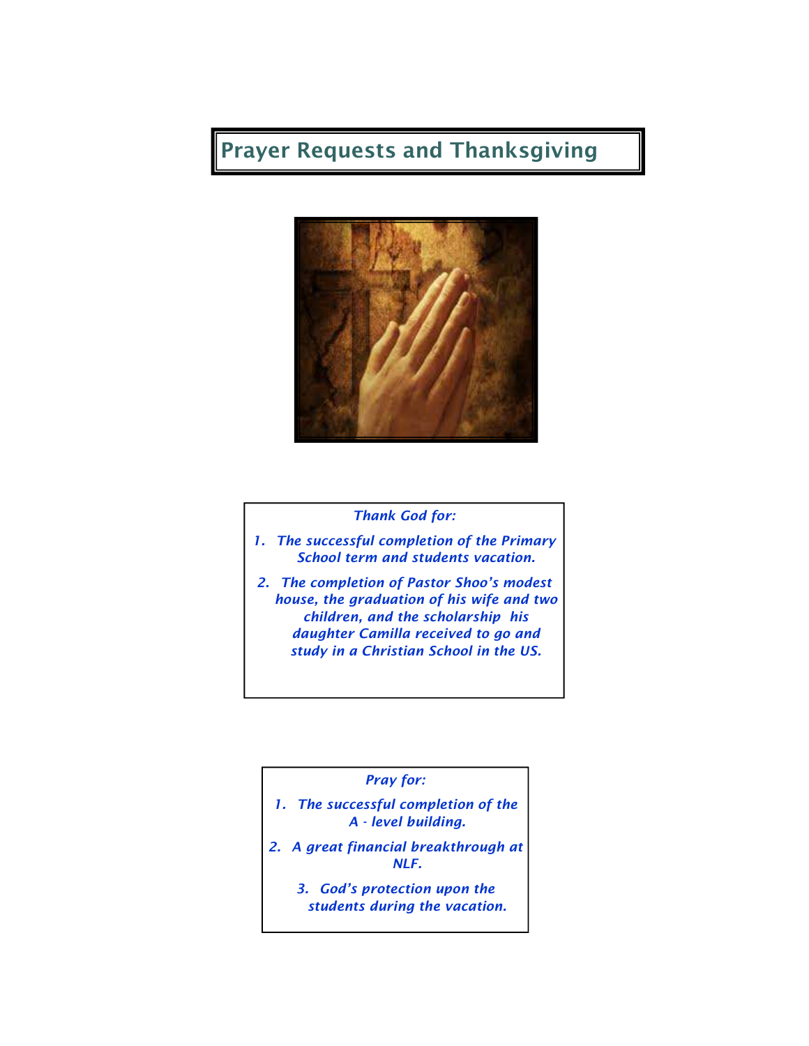# Prayer Requests and Thanksgiving

*Thank God for:*

1. *The successful completion of the Primary School term and students vacation.*
2. *The completion of Pastor Shoo's modest house, the graduation of his wife and two children, and the scholarship his daughter Camilla received to go and study in a Christian School in the US.*

*Pray for:*

1. *The successful completion of the A - level building.*
2. *A great financial breakthrough at NLF.*
3. *God's protection upon the students during the vacation.*